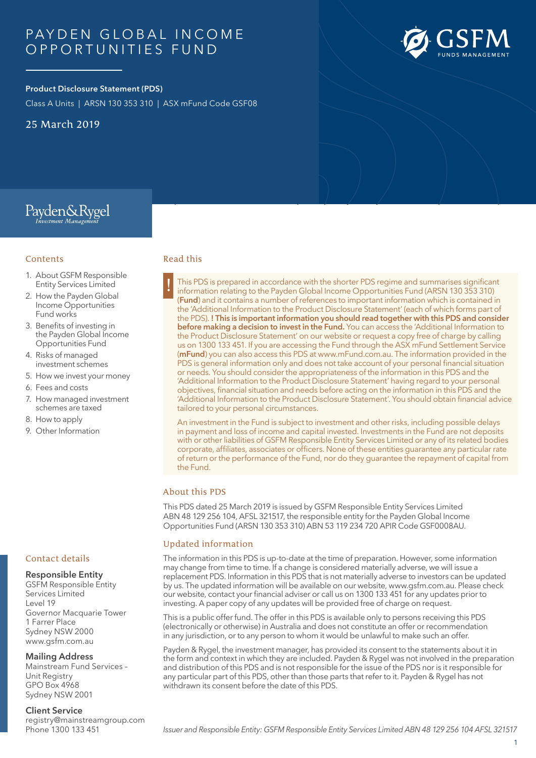# PAYDEN GLOBAL INCOME OPPORTUNITIES FUND

**Product Disclosure Statement (PDS)**

Class A Units | ARSN 130 353 310 | ASX mFund Code GSF08

25 March 2019

## Contents

1. About GSFM Responsible Entity Services Limited
2. How the Payden Global Income Opportunities Fund works
3. Benefits of investing in the Payden Global Income Opportunities Fund
4. Risks of managed investment schemes
5. How we invest your money
6. Fees and costs
7. How managed investment schemes are taxed
8. How to apply
9. Other Information

## Read this

! This PDS is prepared in accordance with the shorter PDS regime and summarises significant information relating to the Payden Global Income Opportunities Fund (ARSN 130 353 310) (**Fund**) and it contains a number of references to important information which is contained in the 'Additional Information to the Product Disclosure Statement' (each of which forms part of the PDS). **! This is important information you should read together with this PDS and consider before making a decision to invest in the Fund.** You can access the 'Additional Information to the Product Disclosure Statement' on our website or request a copy free of charge by calling us on 1300 133 451. If you are accessing the Fund through the ASX mFund Settlement Service (**mFund**) you can also access this PDS at www.mFund.com.au. The information provided in the PDS is general information only and does not take account of your personal financial situation or needs. You should consider the appropriateness of the information in this PDS and the 'Additional Information to the Product Disclosure Statement' having regard to your personal objectives, financial situation and needs before acting on the information in this PDS and the 'Additional Information to the Product Disclosure Statement'. You should obtain financial advice tailored to your personal circumstances.

An investment in the Fund is subject to investment and other risks, including possible delays in payment and loss of income and capital invested. Investments in the Fund are not deposits with or other liabilities of GSFM Responsible Entity Services Limited or any of its related bodies corporate, affiliates, associates or officers. None of these entities guarantee any particular rate of return or the performance of the Fund, nor do they guarantee the repayment of capital from the Fund.

## About this PDS

This PDS dated 25 March 2019 is issued by GSFM Responsible Entity Services Limited ABN 48 129 256 104, AFSL 321517, the responsible entity for the Payden Global Income Opportunities Fund (ARSN 130 353 310) ABN 53 119 234 720 APIR Code GSF0008AU.

## Updated information

The information in this PDS is up-to-date at the time of preparation. However, some information may change from time to time. If a change is considered materially adverse, we will issue a replacement PDS. Information in this PDS that is not materially adverse to investors can be updated by us. The updated information will be available on our website, www.gsfm.com.au. Please check our website, contact your financial adviser or call us on 1300 133 451 for any updates prior to investing. A paper copy of any updates will be provided free of charge on request.

This is a public offer fund. The offer in this PDS is available only to persons receiving this PDS (electronically or otherwise) in Australia and does not constitute an offer or recommendation in any jurisdiction, or to any person to whom it would be unlawful to make such an offer.

Payden & Rygel, the investment manager, has provided its consent to the statements about it in the form and context in which they are included. Payden & Rygel was not involved in the preparation and distribution of this PDS and is not responsible for the issue of the PDS nor is it responsible for any particular part of this PDS, other than those parts that refer to it. Payden & Rygel has not withdrawn its consent before the date of this PDS.

## Contact details

**Responsible Entity**
GSFM Responsible Entity Services Limited
Level 19
Governor Macquarie Tower
1 Farrer Place
Sydney NSW 2000
www.gsfm.com.au

**Mailing Address**
Mainstream Fund Services – Unit Registry
GPO Box 4968
Sydney NSW 2001

**Client Service**
registry@mainstreamgroup.com
Phone 1300 133 451

*Issuer and Responsible Entity: GSFM Responsible Entity Services Limited ABN 48 129 256 104 AFSL 321517*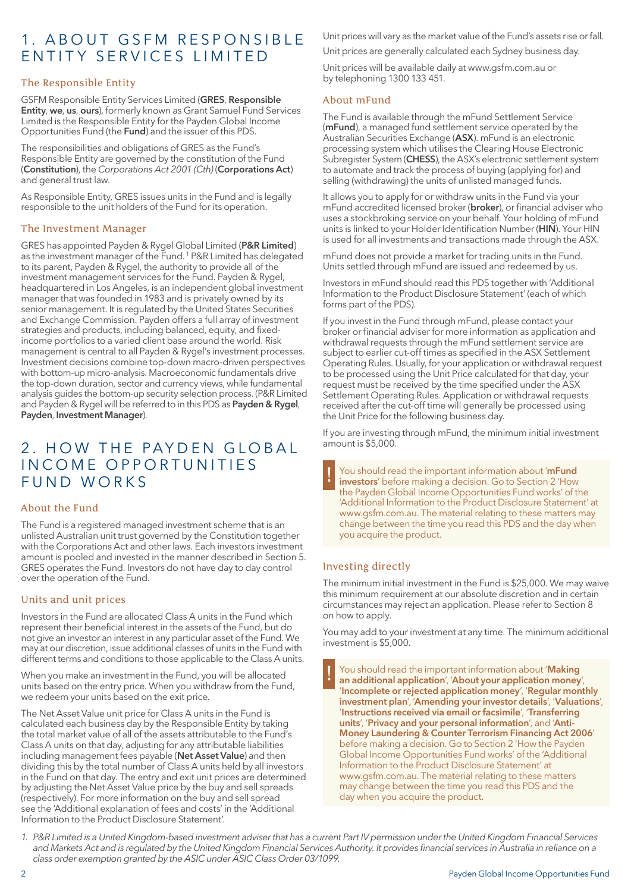# 1. ABOUT GSFM RESPONSIBLE ENTITY SERVICES LIMITED

## The Responsible Entity

GSFM Responsible Entity Services Limited (**GRES**, **Responsible Entity**, **we**, **us**, **ours**), formerly known as Grant Samuel Fund Services Limited is the Responsible Entity for the Payden Global Income Opportunities Fund (the **Fund**) and the issuer of this PDS.

The responsibilities and obligations of GRES as the Fund's Responsible Entity are governed by the constitution of the Fund (**Constitution**), the *Corporations Act 2001 (Cth)* (**Corporations Act**) and general trust law.

As Responsible Entity, GRES issues units in the Fund and is legally responsible to the unit holders of the Fund for its operation.

## The Investment Manager

GRES has appointed Payden & Rygel Global Limited (**P&R Limited**) as the investment manager of the Fund.[1] P&R Limited has delegated to its parent, Payden & Rygel, the authority to provide all of the investment management services for the Fund. Payden & Rygel, headquartered in Los Angeles, is an independent global investment manager that was founded in 1983 and is privately owned by its senior management. It is regulated by the United States Securities and Exchange Commission. Payden offers a full array of investment strategies and products, including balanced, equity, and fixed-income portfolios to a varied client base around the world. Risk management is central to all Payden & Rygel's investment processes. Investment decisions combine top-down macro-driven perspectives with bottom-up micro-analysis. Macroeconomic fundamentals drive the top-down duration, sector and currency views, while fundamental analysis guides the bottom-up security selection process. (P&R Limited and Payden & Rygel will be referred to in this PDS as **Payden & Rygel**, **Payden**, **Investment Manager**).

# 2. HOW THE PAYDEN GLOBAL INCOME OPPORTUNITIES FUND WORKS

## About the Fund

The Fund is a registered managed investment scheme that is an unlisted Australian unit trust governed by the Constitution together with the Corporations Act and other laws. Each investors investment amount is pooled and invested in the manner described in Section 5. GRES operates the Fund. Investors do not have day to day control over the operation of the Fund.

## Units and unit prices

Investors in the Fund are allocated Class A units in the Fund which represent their beneficial interest in the assets of the Fund, but do not give an investor an interest in any particular asset of the Fund. We may at our discretion, issue additional classes of units in the Fund with different terms and conditions to those applicable to the Class A units.

When you make an investment in the Fund, you will be allocated units based on the entry price. When you withdraw from the Fund, we redeem your units based on the exit price.

The Net Asset Value unit price for Class A units in the Fund is calculated each business day by the Responsible Entity by taking the total market value of all of the assets attributable to the Fund's Class A units on that day, adjusting for any attributable liabilities including management fees payable (**Net Asset Value**) and then dividing this by the total number of Class A units held by all investors in the Fund on that day. The entry and exit unit prices are determined by adjusting the Net Asset Value price by the buy and sell spreads (respectively). For more information on the buy and sell spread see the 'Additional explanation of fees and costs' in the 'Additional Information to the Product Disclosure Statement'.

Unit prices will vary as the market value of the Fund's assets rise or fall.

Unit prices are generally calculated each Sydney business day.

Unit prices will be available daily at www.gsfm.com.au or by telephoning 1300 133 451.

## About mFund

The Fund is available through the mFund Settlement Service (**mFund**), a managed fund settlement service operated by the Australian Securities Exchange (**ASX**). mFund is an electronic processing system which utilises the Clearing House Electronic Subregister System (**CHESS**), the ASX's electronic settlement system to automate and track the process of buying (applying for) and selling (withdrawing) the units of unlisted managed funds.

It allows you to apply for or withdraw units in the Fund via your mFund accredited licensed broker (**broker**), or financial adviser who uses a stockbroking service on your behalf. Your holding of mFund units is linked to your Holder Identification Number (**HIN**). Your HIN is used for all investments and transactions made through the ASX.

mFund does not provide a market for trading units in the Fund. Units settled through mFund are issued and redeemed by us.

Investors in mFund should read this PDS together with 'Additional Information to the Product Disclosure Statement' (each of which forms part of the PDS).

If you invest in the Fund through mFund, please contact your broker or financial adviser for more information as application and withdrawal requests through the mFund settlement service are subject to earlier cut-off times as specified in the ASX Settlement Operating Rules. Usually, for your application or withdrawal request to be processed using the Unit Price calculated for that day, your request must be received by the time specified under the ASX Settlement Operating Rules. Application or withdrawal requests received after the cut-off time will generally be processed using the Unit Price for the following business day.

If you are investing through mFund, the minimum initial investment amount is $5,000.

> **!** You should read the important information about '**mFund investors**' before making a decision. Go to Section 2 'How the Payden Global Income Opportunities Fund works' of the 'Additional Information to the Product Disclosure Statement' at www.gsfm.com.au. The material relating to these matters may change between the time you read this PDS and the day when you acquire the product.

## Investing directly

The minimum initial investment in the Fund is $25,000. We may waive this minimum requirement at our absolute discretion and in certain circumstances may reject an application. Please refer to Section 8 on how to apply.

You may add to your investment at any time. The minimum additional investment is $5,000.

> **!** You should read the important information about '**Making an additional application**', '**About your application money**', '**Incomplete or rejected application money**', '**Regular monthly investment plan**', '**Amending your investor details**', '**Valuations**', '**Instructions received via email or facsimile**', '**Transferring units**', '**Privacy and your personal information**', and '**Anti-Money Laundering & Counter Terrorism Financing Act 2006**' before making a decision. Go to Section 2 'How the Payden Global Income Opportunities Fund works' of the 'Additional Information to the Product Disclosure Statement' at www.gsfm.com.au. The material relating to these matters may change between the time you read this PDS and the day when you acquire the product.

1. *P&R Limited is a United Kingdom-based investment adviser that has a current Part IV permission under the United Kingdom Financial Services and Markets Act and is regulated by the United Kingdom Financial Services Authority. It provides financial services in Australia in reliance on a class order exemption granted by the ASIC under ASIC Class Order 03/1099.*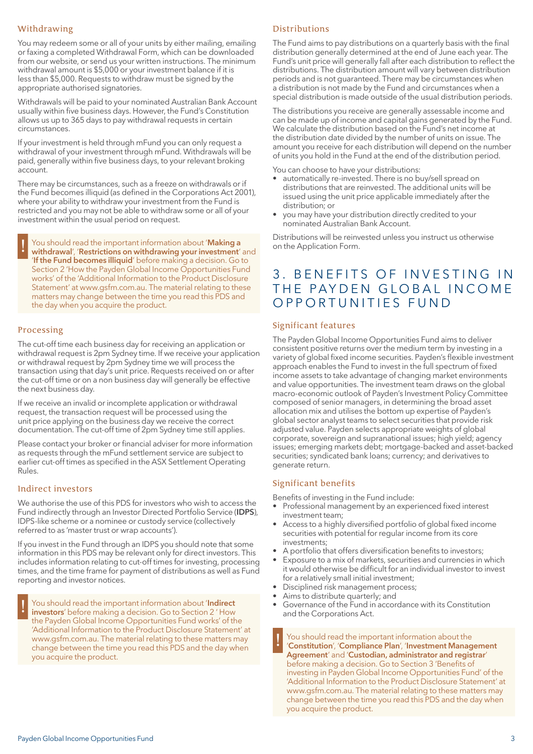### Withdrawing

You may redeem some or all of your units by either mailing, emailing or faxing a completed Withdrawal Form, which can be downloaded from our website, or send us your written instructions. The minimum withdrawal amount is $5,000 or your investment balance if it is less than $5,000. Requests to withdraw must be signed by the appropriate authorised signatories.

Withdrawals will be paid to your nominated Australian Bank Account usually within five business days. However, the Fund's Constitution allows us up to 365 days to pay withdrawal requests in certain circumstances.

If your investment is held through mFund you can only request a withdrawal of your investment through mFund. Withdrawals will be paid, generally within five business days, to your relevant broking account.

There may be circumstances, such as a freeze on withdrawals or if the Fund becomes illiquid (as defined in the Corporations Act 2001), where your ability to withdraw your investment from the Fund is restricted and you may not be able to withdraw some or all of your investment within the usual period on request.

> ! You should read the important information about '**Making a withdrawal**', '**Restrictions on withdrawing your investment**' and '**If the Fund becomes illiquid**' before making a decision. Go to Section 2 'How the Payden Global Income Opportunities Fund works' of the 'Additional Information to the Product Disclosure Statement' at www.gsfm.com.au. The material relating to these matters may change between the time you read this PDS and the day when you acquire the product.

### Processing

The cut-off time each business day for receiving an application or withdrawal request is 2pm Sydney time. If we receive your application or withdrawal request by 2pm Sydney time we will process the transaction using that day's unit price. Requests received on or after the cut-off time or on a non business day will generally be effective the next business day.

If we receive an invalid or incomplete application or withdrawal request, the transaction request will be processed using the unit price applying on the business day we receive the correct documentation. The cut-off time of 2pm Sydney time still applies.

Please contact your broker or financial adviser for more information as requests through the mFund settlement service are subject to earlier cut-off times as specified in the ASX Settlement Operating Rules.

### Indirect investors

We authorise the use of this PDS for investors who wish to access the Fund indirectly through an Investor Directed Portfolio Service (**IDPS**), IDPS-like scheme or a nominee or custody service (collectively referred to as 'master trust or wrap accounts').

If you invest in the Fund through an IDPS you should note that some information in this PDS may be relevant only for direct investors. This includes information relating to cut-off times for investing, processing times, and the time frame for payment of distributions as well as Fund reporting and investor notices.

> ! You should read the important information about '**Indirect investors**' before making a decision. Go to Section 2 ' How the Payden Global Income Opportunities Fund works' of the 'Additional Information to the Product Disclosure Statement' at www.gsfm.com.au. The material relating to these matters may change between the time you read this PDS and the day when you acquire the product.

### Distributions

The Fund aims to pay distributions on a quarterly basis with the final distribution generally determined at the end of June each year. The Fund's unit price will generally fall after each distribution to reflect the distributions. The distribution amount will vary between distribution periods and is not guaranteed. There may be circumstances when a distribution is not made by the Fund and circumstances when a special distribution is made outside of the usual distribution periods.

The distributions you receive are generally assessable income and can be made up of income and capital gains generated by the Fund. We calculate the distribution based on the Fund's net income at the distribution date divided by the number of units on issue. The amount you receive for each distribution will depend on the number of units you hold in the Fund at the end of the distribution period.

You can choose to have your distributions:

- automatically re-invested. There is no buy/sell spread on distributions that are reinvested. The additional units will be issued using the unit price applicable immediately after the distribution; or
- you may have your distribution directly credited to your nominated Australian Bank Account.

Distributions will be reinvested unless you instruct us otherwise on the Application Form.

## 3. BENEFITS OF INVESTING IN THE PAYDEN GLOBAL INCOME OPPORTUNITIES FUND

### Significant features

The Payden Global Income Opportunities Fund aims to deliver consistent positive returns over the medium term by investing in a variety of global fixed income securities. Payden's flexible investment approach enables the Fund to invest in the full spectrum of fixed income assets to take advantage of changing market environments and value opportunities. The investment team draws on the global macro-economic outlook of Payden's Investment Policy Committee composed of senior managers, in determining the broad asset allocation mix and utilises the bottom up expertise of Payden's global sector analyst teams to select securities that provide risk adjusted value. Payden selects appropriate weights of global corporate, sovereign and supranational issues; high yield; agency issues; emerging markets debt; mortgage-backed and asset-backed securities; syndicated bank loans; currency; and derivatives to generate return.

### Significant benefits

Benefits of investing in the Fund include:

- Professional management by an experienced fixed interest investment team;
- Access to a highly diversified portfolio of global fixed income securities with potential for regular income from its core investments;
- A portfolio that offers diversification benefits to investors;
- Exposure to a mix of markets, securities and currencies in which it would otherwise be difficult for an individual investor to invest for a relatively small initial investment;
- Disciplined risk management process;
- Aims to distribute quarterly; and
- Governance of the Fund in accordance with its Constitution and the Corporations Act.

> ! You should read the important information about the '**Constitution**', '**Compliance Plan**', '**Investment Management Agreement**' and '**Custodian, administrator and registrar**' before making a decision. Go to Section 3 'Benefits of investing in Payden Global Income Opportunities Fund' of the 'Additional Information to the Product Disclosure Statement' at www.gsfm.com.au. The material relating to these matters may change between the time you read this PDS and the day when you acquire the product.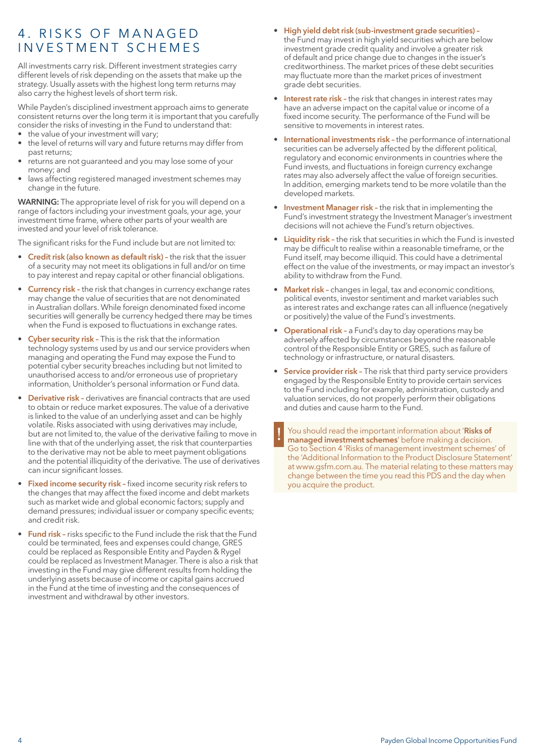## 4. RISKS OF MANAGED INVESTMENT SCHEMES

All investments carry risk. Different investment strategies carry different levels of risk depending on the assets that make up the strategy. Usually assets with the highest long term returns may also carry the highest levels of short term risk.

While Payden's disciplined investment approach aims to generate consistent returns over the long term it is important that you carefully consider the risks of investing in the Fund to understand that:

- the value of your investment will vary;
- the level of returns will vary and future returns may differ from past returns;
- returns are not guaranteed and you may lose some of your money; and
- laws affecting registered managed investment schemes may change in the future.

**WARNING:** The appropriate level of risk for you will depend on a range of factors including your investment goals, your age, your investment time frame, where other parts of your wealth are invested and your level of risk tolerance.

The significant risks for the Fund include but are not limited to:

- **Credit risk (also known as default risk) –** the risk that the issuer of a security may not meet its obligations in full and/or on time to pay interest and repay capital or other financial obligations.
- **Currency risk –** the risk that changes in currency exchange rates may change the value of securities that are not denominated in Australian dollars. While foreign denominated fixed income securities will generally be currency hedged there may be times when the Fund is exposed to fluctuations in exchange rates.
- **Cyber security risk –** This is the risk that the information technology systems used by us and our service providers when managing and operating the Fund may expose the Fund to potential cyber security breaches including but not limited to unauthorised access to and/or erroneous use of proprietary information, Unitholder's personal information or Fund data.
- **Derivative risk –** derivatives are financial contracts that are used to obtain or reduce market exposures. The value of a derivative is linked to the value of an underlying asset and can be highly volatile. Risks associated with using derivatives may include, but are not limited to, the value of the derivative failing to move in line with that of the underlying asset, the risk that counterparties to the derivative may not be able to meet payment obligations and the potential illiquidity of the derivative. The use of derivatives can incur significant losses.
- **Fixed income security risk –** fixed income security risk refers to the changes that may affect the fixed income and debt markets such as market wide and global economic factors; supply and demand pressures; individual issuer or company specific events; and credit risk.
- **Fund risk –** risks specific to the Fund include the risk that the Fund could be terminated, fees and expenses could change, GRES could be replaced as Responsible Entity and Payden & Rygel could be replaced as Investment Manager. There is also a risk that investing in the Fund may give different results from holding the underlying assets because of income or capital gains accrued in the Fund at the time of investing and the consequences of investment and withdrawal by other investors.
- **High yield debt risk (sub-investment grade securities) –** the Fund may invest in high yield securities which are below investment grade credit quality and involve a greater risk of default and price change due to changes in the issuer's creditworthiness. The market prices of these debt securities may fluctuate more than the market prices of investment grade debt securities.
- **Interest rate risk –** the risk that changes in interest rates may have an adverse impact on the capital value or income of a fixed income security. The performance of the Fund will be sensitive to movements in interest rates.
- **International investments risk –** the performance of international securities can be adversely affected by the different political, regulatory and economic environments in countries where the Fund invests, and fluctuations in foreign currency exchange rates may also adversely affect the value of foreign securities. In addition, emerging markets tend to be more volatile than the developed markets.
- **Investment Manager risk –** the risk that in implementing the Fund's investment strategy the Investment Manager's investment decisions will not achieve the Fund's return objectives.
- **Liquidity risk –** the risk that securities in which the Fund is invested may be difficult to realise within a reasonable timeframe, or the Fund itself, may become illiquid. This could have a detrimental effect on the value of the investments, or may impact an investor's ability to withdraw from the Fund.
- **Market risk –** changes in legal, tax and economic conditions, political events, investor sentiment and market variables such as interest rates and exchange rates can all influence (negatively or positively) the value of the Fund's investments.
- **Operational risk –** a Fund's day to day operations may be adversely affected by circumstances beyond the reasonable control of the Responsible Entity or GRES, such as failure of technology or infrastructure, or natural disasters.
- **Service provider risk –** The risk that third party service providers engaged by the Responsible Entity to provide certain services to the Fund including for example, administration, custody and valuation services, do not properly perform their obligations and duties and cause harm to the Fund.

> **!** You should read the important information about '**Risks of managed investment schemes**' before making a decision. Go to Section 4 'Risks of management investment schemes' of the 'Additional Information to the Product Disclosure Statement' at www.gsfm.com.au. The material relating to these matters may change between the time you read this PDS and the day when you acquire the product.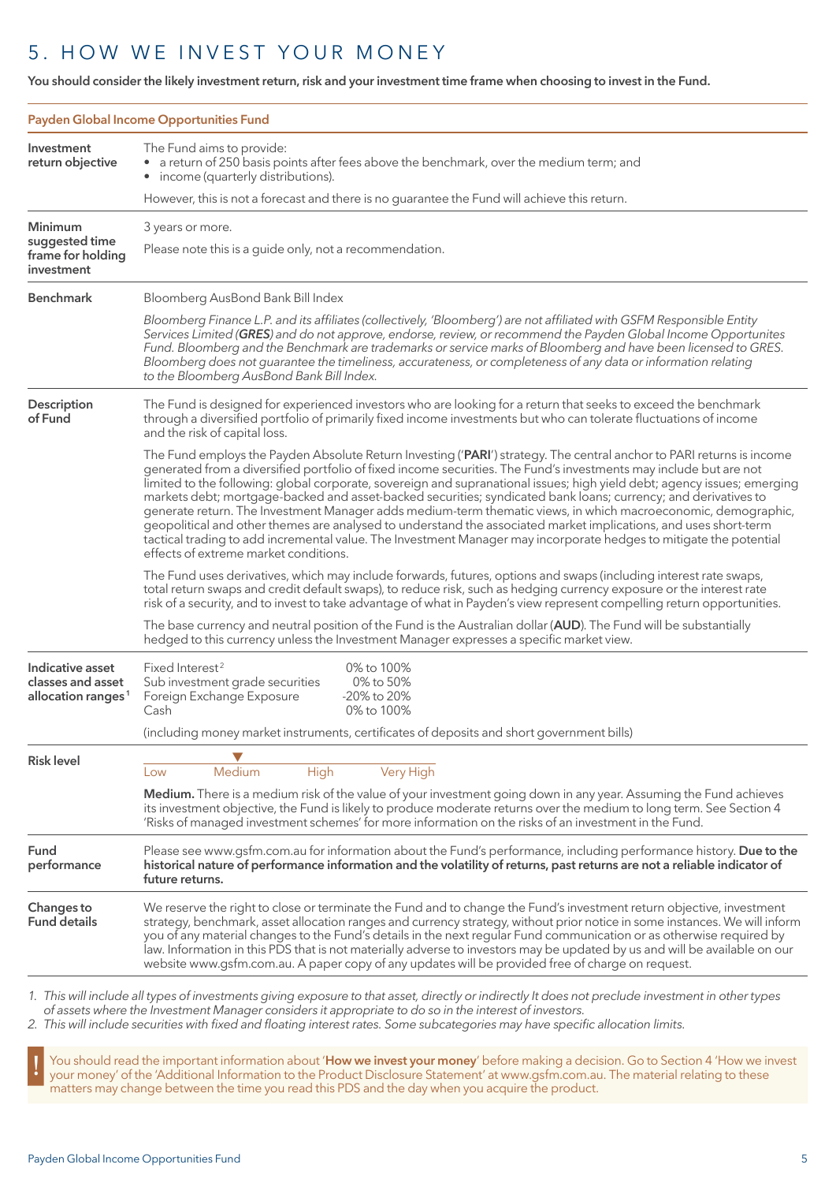# 5. HOW WE INVEST YOUR MONEY

**You should consider the likely investment return, risk and your investment time frame when choosing to invest in the Fund.**

| **Payden Global Income Opportunities Fund** | |
|---|---|
| **Investment return objective** | The Fund aims to provide:<br>• a return of 250 basis points after fees above the benchmark, over the medium term; and<br>• income (quarterly distributions).<br><br>However, this is not a forecast and there is no guarantee the Fund will achieve this return. |
| **Minimum suggested time frame for holding investment** | 3 years or more.<br><br>Please note this is a guide only, not a recommendation. |
| **Benchmark** | Bloomberg AusBond Bank Bill Index<br><br>*Bloomberg Finance L.P. and its affiliates (collectively, 'Bloomberg') are not affiliated with GSFM Responsible Entity Services Limited (**GRES**) and do not approve, endorse, review, or recommend the Payden Global Income Opportunities Fund. Bloomberg and the Benchmark are trademarks or service marks of Bloomberg and have been licensed to GRES. Bloomberg does not guarantee the timeliness, accurateness, or completeness of any data or information relating to the Bloomberg AusBond Bank Bill Index.* |
| **Description of Fund** | The Fund is designed for experienced investors who are looking for a return that seeks to exceed the benchmark through a diversified portfolio of primarily fixed income investments but who can tolerate fluctuations of income and the risk of capital loss.<br><br>The Fund employs the Payden Absolute Return Investing ('**PARI**') strategy. The central anchor to PARI returns is income generated from a diversified portfolio of fixed income securities. The Fund's investments may include but are not limited to the following: global corporate, sovereign and supranational issues; high yield debt; agency issues; emerging markets debt; mortgage-backed and asset-backed securities; syndicated bank loans; currency; and derivatives to generate return. The Investment Manager adds medium-term thematic views, in which macroeconomic, demographic, geopolitical and other themes are analysed to understand the associated market implications, and uses short-term tactical trading to add incremental value. The Investment Manager may incorporate hedges to mitigate the potential effects of extreme market conditions.<br><br>The Fund uses derivatives, which may include forwards, futures, options and swaps (including interest rate swaps, total return swaps and credit default swaps), to reduce risk, such as hedging currency exposure or the interest rate risk of a security, and to invest to take advantage of what in Payden's view represent compelling return opportunities.<br><br>The base currency and neutral position of the Fund is the Australian dollar (**AUD**). The Fund will be substantially hedged to this currency unless the Investment Manager expresses a specific market view. |
| **Indicative asset classes and asset allocation ranges**[1] | Fixed Interest[2] — 0% to 100%<br>Sub investment grade securities — 0% to 50%<br>Foreign Exchange Exposure — -20% to 20%<br>Cash — 0% to 100%<br><br>(including money market instruments, certificates of deposits and short government bills) |
| **Risk level** | Low — **Medium** ▼ — High — Very High<br><br>**Medium.** There is a medium risk of the value of your investment going down in any year. Assuming the Fund achieves its investment objective, the Fund is likely to produce moderate returns over the medium to long term. See Section 4 'Risks of managed investment schemes' for more information on the risks of an investment in the Fund. |
| **Fund performance** | Please see www.gsfm.com.au for information about the Fund's performance, including performance history. **Due to the historical nature of performance information and the volatility of returns, past returns are not a reliable indicator of future returns.** |
| **Changes to Fund details** | We reserve the right to close or terminate the Fund and to change the Fund's investment return objective, investment strategy, benchmark, asset allocation ranges and currency strategy, without prior notice in some instances. We will inform you of any material changes to the Fund's details in the next regular Fund communication or as otherwise required by law. Information in this PDS that is not materially adverse to investors may be updated by us and will be available on our website www.gsfm.com.au. A paper copy of any updates will be provided free of charge on request. |

1. *This will include all types of investments giving exposure to that asset, directly or indirectly It does not preclude investment in other types of assets where the Investment Manager considers it appropriate to do so in the interest of investors.*
2. *This will include securities with fixed and floating interest rates. Some subcategories may have specific allocation limits.*

! You should read the important information about '**How we invest your money**' before making a decision. Go to Section 4 'How we invest your money' of the 'Additional Information to the Product Disclosure Statement' at www.gsfm.com.au. The material relating to these matters may change between the time you read this PDS and the day when you acquire the product.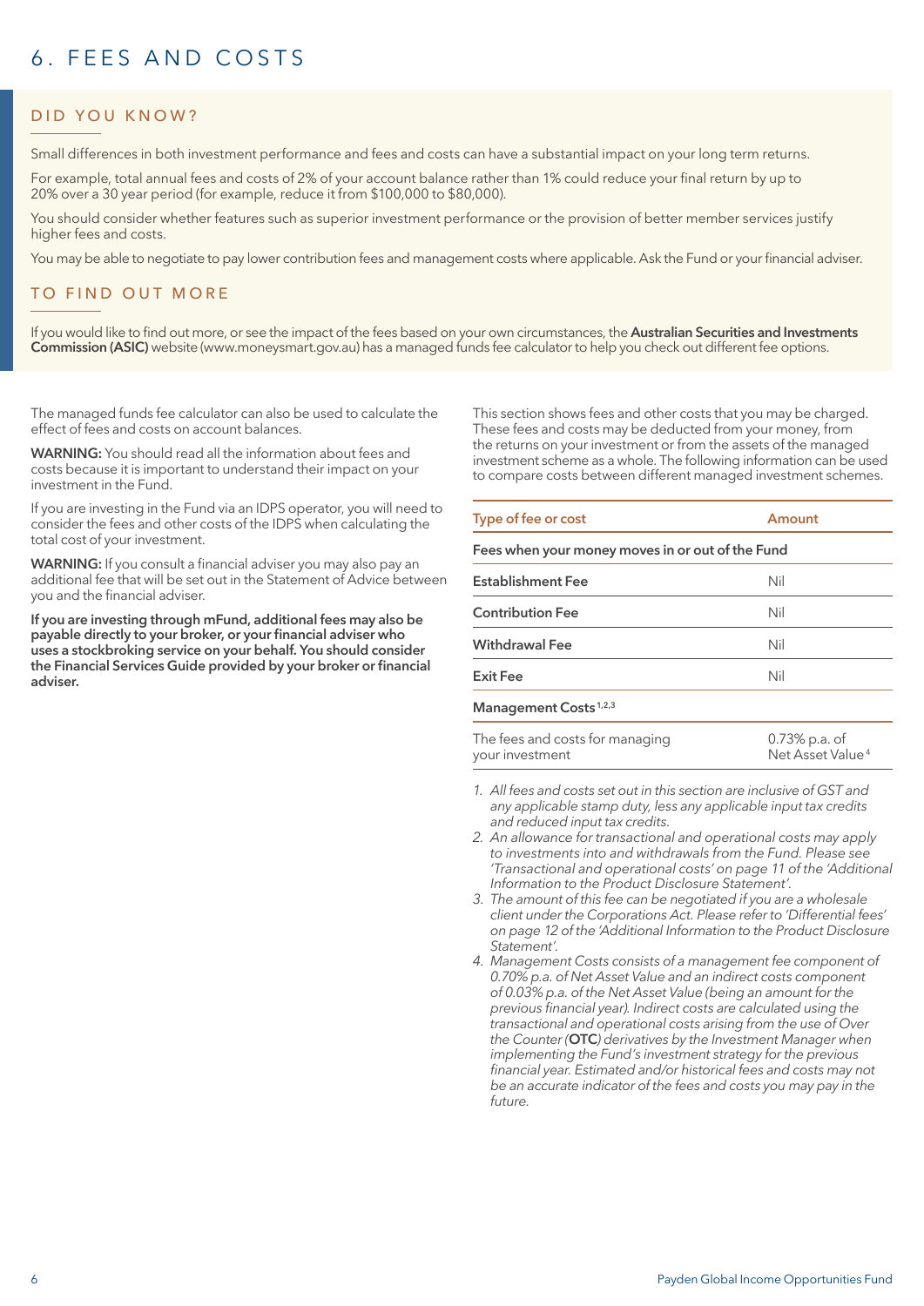# 6. FEES AND COSTS

## DID YOU KNOW?

Small differences in both investment performance and fees and costs can have a substantial impact on your long term returns.

For example, total annual fees and costs of 2% of your account balance rather than 1% could reduce your final return by up to 20% over a 30 year period (for example, reduce it from $100,000 to $80,000).

You should consider whether features such as superior investment performance or the provision of better member services justify higher fees and costs.

You may be able to negotiate to pay lower contribution fees and management costs where applicable. Ask the Fund or your financial adviser.

## TO FIND OUT MORE

If you would like to find out more, or see the impact of the fees based on your own circumstances, the **Australian Securities and Investments Commission (ASIC)** website (www.moneysmart.gov.au) has a managed funds fee calculator to help you check out different fee options.

The managed funds fee calculator can also be used to calculate the effect of fees and costs on account balances.

**WARNING:** You should read all the information about fees and costs because it is important to understand their impact on your investment in the Fund.

If you are investing in the Fund via an IDPS operator, you will need to consider the fees and other costs of the IDPS when calculating the total cost of your investment.

**WARNING:** If you consult a financial adviser you may also pay an additional fee that will be set out in the Statement of Advice between you and the financial adviser.

**If you are investing through mFund, additional fees may also be payable directly to your broker, or your financial adviser who uses a stockbroking service on your behalf. You should consider the Financial Services Guide provided by your broker or financial adviser.**

This section shows fees and other costs that you may be charged. These fees and costs may be deducted from your money, from the returns on your investment or from the assets of the managed investment scheme as a whole. The following information can be used to compare costs between different managed investment schemes.

| Type of fee or cost | Amount |
|---|---|
| **Fees when your money moves in or out of the Fund** | |
| **Establishment Fee** | Nil |
| **Contribution Fee** | Nil |
| **Withdrawal Fee** | Nil |
| **Exit Fee** | Nil |
| **Management Costs** [1,2,3] | |
| The fees and costs for managing your investment | 0.73% p.a. of Net Asset Value [4] |

1. *All fees and costs set out in this section are inclusive of GST and any applicable stamp duty, less any applicable input tax credits and reduced input tax credits.*
2. *An allowance for transactional and operational costs may apply to investments into and withdrawals from the Fund. Please see 'Transactional and operational costs' on page 11 of the 'Additional Information to the Product Disclosure Statement'.*
3. *The amount of this fee can be negotiated if you are a wholesale client under the Corporations Act. Please refer to 'Differential fees' on page 12 of the 'Additional Information to the Product Disclosure Statement'.*
4. *Management Costs consists of a management fee component of 0.70% p.a. of Net Asset Value and an indirect costs component of 0.03% p.a. of the Net Asset Value (being an amount for the previous financial year). Indirect costs are calculated using the transactional and operational costs arising from the use of Over the Counter (**OTC**) derivatives by the Investment Manager when implementing the Fund's investment strategy for the previous financial year. Estimated and/or historical fees and costs may not be an accurate indicator of the fees and costs you may pay in the future.*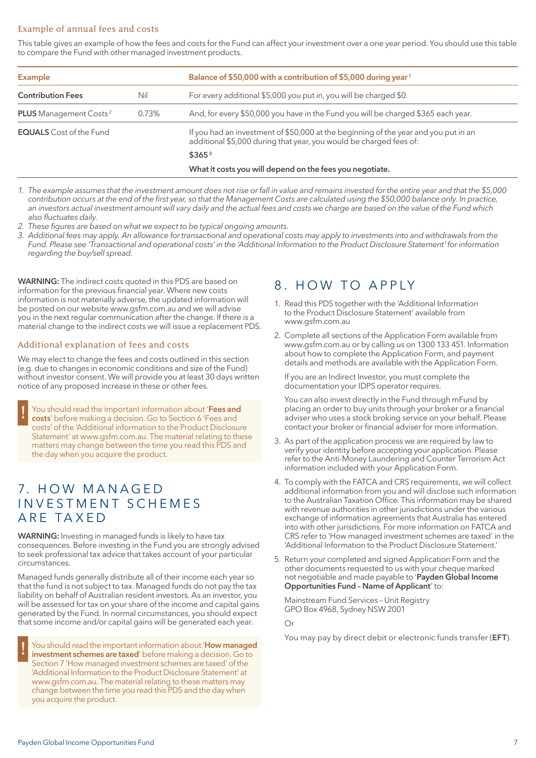### Example of annual fees and costs

This table gives an example of how the fees and costs for the Fund can affect your investment over a one year period. You should use this table to compare the Fund with other managed investment products.

| Example | | Balance of $50,000 with a contribution of $5,000 during year[1] |
|---|---|---|
| **Contribution Fees** | Nil | For every additional $5,000 you put in, you will be charged $0. |
| **PLUS** Management Costs[2] | 0.73% | And, for every $50,000 you have in the Fund you will be charged $365 each year. |
| **EQUALS** Cost of the Fund | | If you had an investment of $50,000 at the beginning of the year and you put in an additional $5,000 during that year, you would be charged fees of:<br>**$365**[3]<br>**What it costs you will depend on the fees you negotiate.** |

1. *The example assumes that the investment amount does not rise or fall in value and remains invested for the entire year and that the $5,000 contribution occurs at the end of the first year, so that the Management Costs are calculated using the $50,000 balance only. In practice, an investors actual investment amount will vary daily and the actual fees and costs we charge are based on the value of the Fund which also fluctuates daily.*
2. *These figures are based on what we expect to be typical ongoing amounts.*
3. *Additional fees may apply. An allowance for transactional and operational costs may apply to investments into and withdrawals from the Fund. Please see 'Transactional and operational costs' in the 'Additional Information to the Product Disclosure Statement' for information regarding the buy/sell spread.*

**WARNING:** The indirect costs quoted in this PDS are based on information for the previous financial year. Where new costs information is not materially adverse, the updated information will be posted on our website www.gsfm.com.au and we will advise you in the next regular communication after the change. If there is a material change to the indirect costs we will issue a replacement PDS.

### Additional explanation of fees and costs

We may elect to change the fees and costs outlined in this section (e.g. due to changes in economic conditions and size of the Fund) without investor consent. We will provide you at least 30 days written notice of any proposed increase in these or other fees.

> ! You should read the important information about '**Fees and costs**' before making a decision. Go to Section 6 'Fees and costs' of the 'Additional information to the Product Disclosure Statement' at www.gsfm.com.au. The material relating to these matters may change between the time you read this PDS and the day when you acquire the product.

## 7. HOW MANAGED INVESTMENT SCHEMES ARE TAXED

**WARNING:** Investing in managed funds is likely to have tax consequences. Before investing in the Fund you are strongly advised to seek professional tax advice that takes account of your particular circumstances.

Managed funds generally distribute all of their income each year so that the fund is not subject to tax. Managed funds do not pay the tax liability on behalf of Australian resident investors. As an investor, you will be assessed for tax on your share of the income and capital gains generated by the Fund. In normal circumstances, you should expect that some income and/or capital gains will be generated each year.

> ! You should read the important information about '**How managed investment schemes are taxed**' before making a decision. Go to Section 7 'How managed investment schemes are taxed' of the 'Additional Information to the Product Disclosure Statement' at www.gsfm.com.au. The material relating to these matters may change between the time you read this PDS and the day when you acquire the product.

## 8. HOW TO APPLY

1. Read this PDS together with the 'Additional Information to the Product Disclosure Statement' available from www.gsfm.com.au
2. Complete all sections of the Application Form available from www.gsfm.com.au or by calling us on 1300 133 451. Information about how to complete the Application Form, and payment details and methods are available with the Application Form.

   If you are an Indirect Investor, you must complete the documentation your IDPS operator requires.

   You can also invest directly in the Fund through mFund by placing an order to buy units through your broker or a financial adviser who uses a stock broking service on your behalf. Please contact your broker or financial adviser for more information.
3. As part of the application process we are required by law to verify your identity before accepting your application. Please refer to the Anti-Money Laundering and Counter Terrorism Act information included with your Application Form.
4. To comply with the FATCA and CRS requirements, we will collect additional information from you and will disclose such information to the Australian Taxation Office. This information may be shared with revenue authorities in other jurisdictions under the various exchange of information agreements that Australia has entered into with other jurisdictions. For more information on FATCA and CRS refer to 'How managed investment schemes are taxed' in the 'Additional Information to the Product Disclosure Statement.'
5. Return your completed and signed Application Form and the other documents requested to us with your cheque marked not negotiable and made payable to '**Payden Global Income Opportunities Fund – Name of Applicant**' to:

   Mainstream Fund Services – Unit Registry
   GPO Box 4968, Sydney NSW 2001

   Or

   You may pay by direct debit or electronic funds transfer (**EFT**).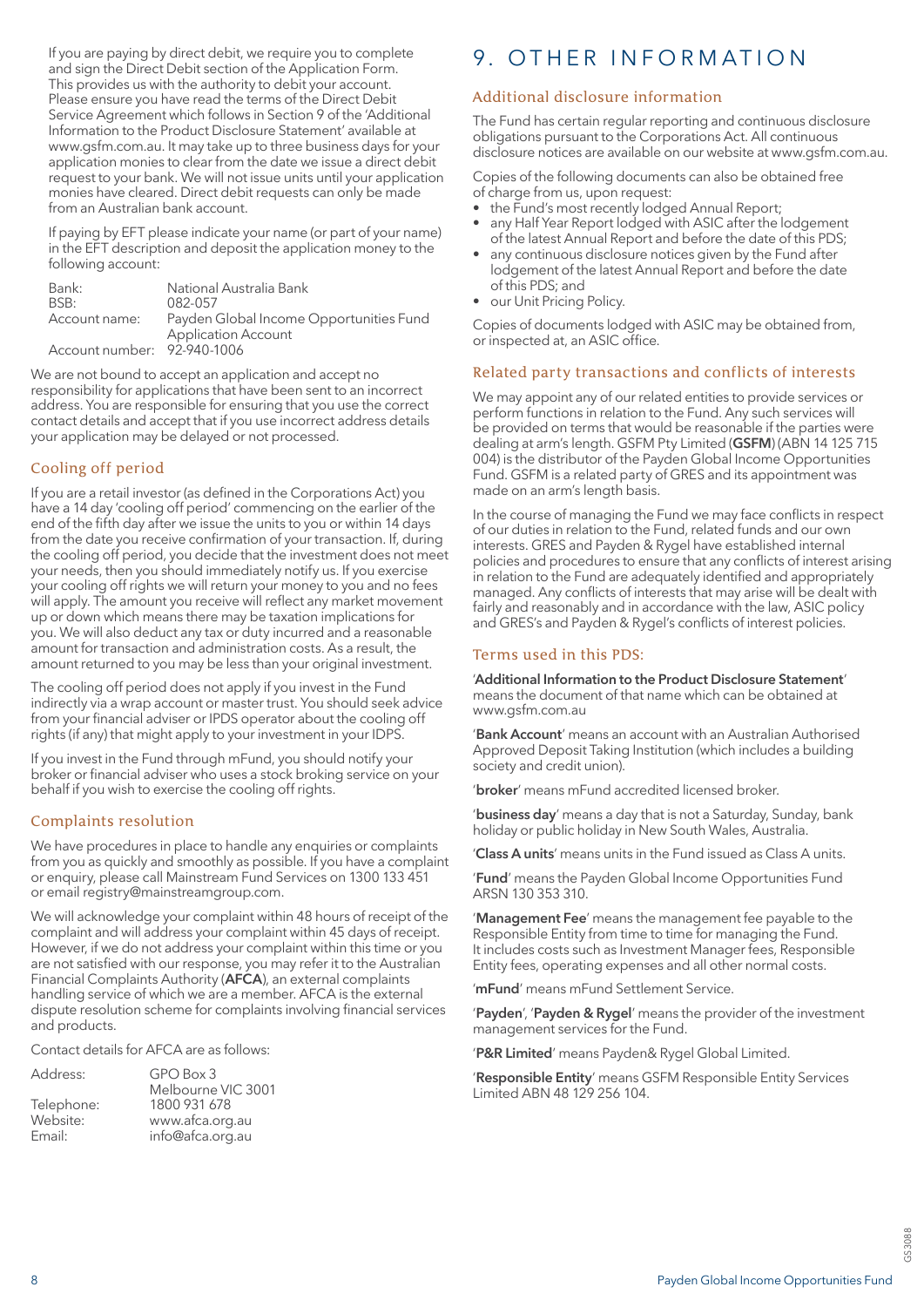If you are paying by direct debit, we require you to complete and sign the Direct Debit section of the Application Form. This provides us with the authority to debit your account. Please ensure you have read the terms of the Direct Debit Service Agreement which follows in Section 9 of the 'Additional Information to the Product Disclosure Statement' available at www.gsfm.com.au. It may take up to three business days for your application monies to clear from the date we issue a direct debit request to your bank. We will not issue units until your application monies have cleared. Direct debit requests can only be made from an Australian bank account.

If paying by EFT please indicate your name (or part of your name) in the EFT description and deposit the application money to the following account:

| | |
|---|---|
| Bank: | National Australia Bank |
| BSB: | 082-057 |
| Account name: | Payden Global Income Opportunities Fund Application Account |
| Account number: | 92-940-1006 |

We are not bound to accept an application and accept no responsibility for applications that have been sent to an incorrect address. You are responsible for ensuring that you use the correct contact details and accept that if you use incorrect address details your application may be delayed or not processed.

## Cooling off period

If you are a retail investor (as defined in the Corporations Act) you have a 14 day 'cooling off period' commencing on the earlier of the end of the fifth day after we issue the units to you or within 14 days from the date you receive confirmation of your transaction. If, during the cooling off period, you decide that the investment does not meet your needs, then you should immediately notify us. If you exercise your cooling off rights we will return your money to you and no fees will apply. The amount you receive will reflect any market movement up or down which means there may be taxation implications for you. We will also deduct any tax or duty incurred and a reasonable amount for transaction and administration costs. As a result, the amount returned to you may be less than your original investment.

The cooling off period does not apply if you invest in the Fund indirectly via a wrap account or master trust. You should seek advice from your financial adviser or IPDS operator about the cooling off rights (if any) that might apply to your investment in your IDPS.

If you invest in the Fund through mFund, you should notify your broker or financial adviser who uses a stock broking service on your behalf if you wish to exercise the cooling off rights.

## Complaints resolution

We have procedures in place to handle any enquiries or complaints from you as quickly and smoothly as possible. If you have a complaint or enquiry, please call Mainstream Fund Services on 1300 133 451 or email registry@mainstreamgroup.com.

We will acknowledge your complaint within 48 hours of receipt of the complaint and will address your complaint within 45 days of receipt. However, if we do not address your complaint within this time or you are not satisfied with our response, you may refer it to the Australian Financial Complaints Authority (**AFCA**), an external complaints handling service of which we are a member. AFCA is the external dispute resolution scheme for complaints involving financial services and products.

Contact details for AFCA are as follows:

| | |
|---|---|
| Address: | GPO Box 3 Melbourne VIC 3001 |
| Telephone: | 1800 931 678 |
| Website: | www.afca.org.au |
| Email: | info@afca.org.au |

# 9. OTHER INFORMATION

## Additional disclosure information

The Fund has certain regular reporting and continuous disclosure obligations pursuant to the Corporations Act. All continuous disclosure notices are available on our website at www.gsfm.com.au.

Copies of the following documents can also be obtained free of charge from us, upon request:

- the Fund's most recently lodged Annual Report;
- any Half Year Report lodged with ASIC after the lodgement of the latest Annual Report and before the date of this PDS;
- any continuous disclosure notices given by the Fund after lodgement of the latest Annual Report and before the date of this PDS; and
- our Unit Pricing Policy.

Copies of documents lodged with ASIC may be obtained from, or inspected at, an ASIC office.

## Related party transactions and conflicts of interests

We may appoint any of our related entities to provide services or perform functions in relation to the Fund. Any such services will be provided on terms that would be reasonable if the parties were dealing at arm's length. GSFM Pty Limited (**GSFM**) (ABN 14 125 715 004) is the distributor of the Payden Global Income Opportunities Fund. GSFM is a related party of GRES and its appointment was made on an arm's length basis.

In the course of managing the Fund we may face conflicts in respect of our duties in relation to the Fund, related funds and our own interests. GRES and Payden & Rygel have established internal policies and procedures to ensure that any conflicts of interest arising in relation to the Fund are adequately identified and appropriately managed. Any conflicts of interests that may arise will be dealt with fairly and reasonably and in accordance with the law, ASIC policy and GRES's and Payden & Rygel's conflicts of interest policies.

## Terms used in this PDS:

'**Additional Information to the Product Disclosure Statement**' means the document of that name which can be obtained at www.gsfm.com.au

'**Bank Account**' means an account with an Australian Authorised Approved Deposit Taking Institution (which includes a building society and credit union).

'**broker**' means mFund accredited licensed broker.

'**business day**' means a day that is not a Saturday, Sunday, bank holiday or public holiday in New South Wales, Australia.

'**Class A units**' means units in the Fund issued as Class A units.

'**Fund**' means the Payden Global Income Opportunities Fund ARSN 130 353 310.

'**Management Fee**' means the management fee payable to the Responsible Entity from time to time for managing the Fund. It includes costs such as Investment Manager fees, Responsible Entity fees, operating expenses and all other normal costs.

'**mFund**' means mFund Settlement Service.

'**Payden**', '**Payden & Rygel**' means the provider of the investment management services for the Fund.

'**P&R Limited**' means Payden& Rygel Global Limited.

'**Responsible Entity**' means GSFM Responsible Entity Services Limited ABN 48 129 256 104.